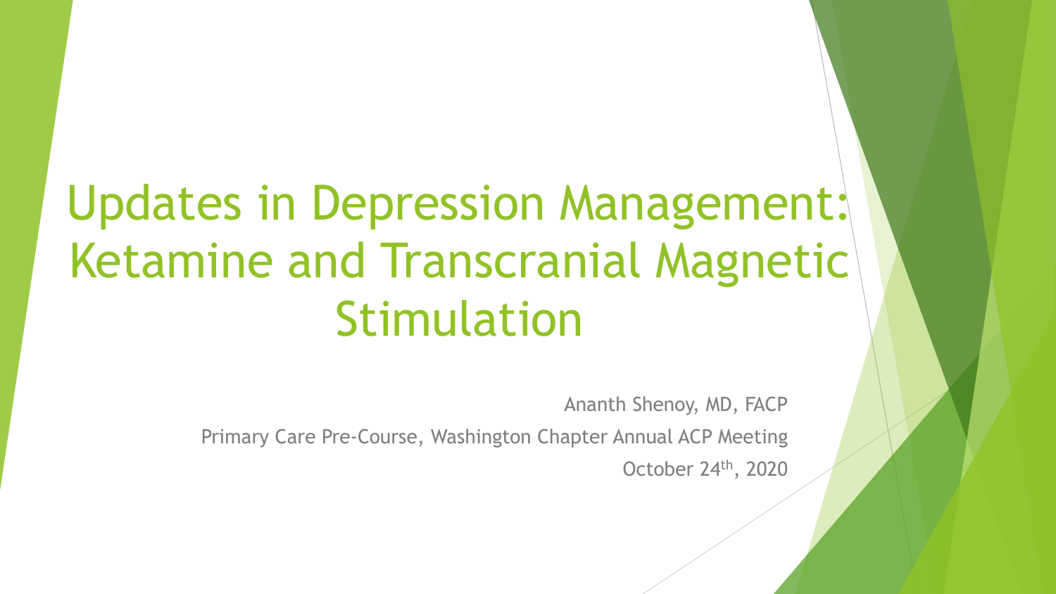# Updates in Depression Management: Ketamine and Transcranial Magnetic Stimulation

Ananth Shenoy, MD, FACP

Primary Care Pre-Course, Washington Chapter Annual ACP Meeting

October 24th, 2020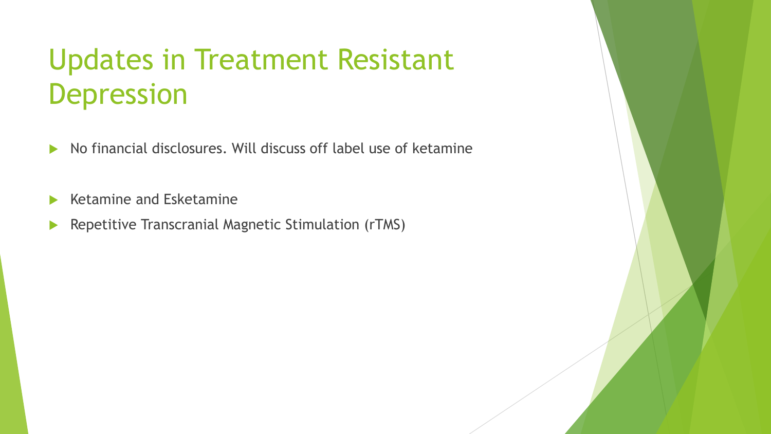# Updates in Treatment Resistant Depression

- No financial disclosures. Will discuss off label use of ketamine

- Ketamine and Esketamine
- Repetitive Transcranial Magnetic Stimulation (rTMS)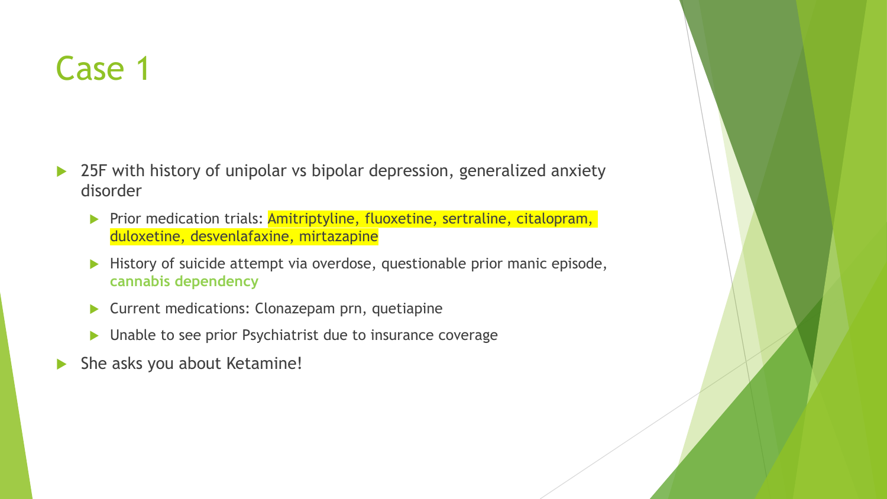# Case 1

- 25F with history of unipolar vs bipolar depression, generalized anxiety disorder
  - Prior medication trials: Amitriptyline, fluoxetine, sertraline, citalopram, duloxetine, desvenlafaxine, mirtazapine
  - History of suicide attempt via overdose, questionable prior manic episode, **cannabis dependency**
  - Current medications: Clonazepam prn, quetiapine
  - Unable to see prior Psychiatrist due to insurance coverage
- She asks you about Ketamine!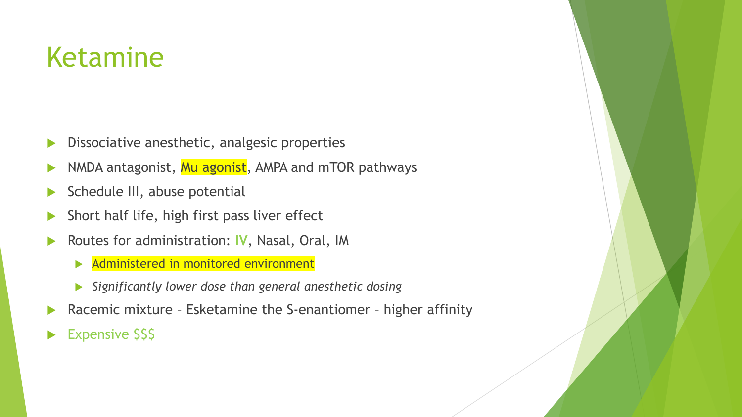# Ketamine

- Dissociative anesthetic, analgesic properties
- NMDA antagonist, Mu agonist, AMPA and mTOR pathways
- Schedule III, abuse potential
- Short half life, high first pass liver effect
- Routes for administration: IV, Nasal, Oral, IM
  - Administered in monitored environment
  - *Significantly lower dose than general anesthetic dosing*
- Racemic mixture – Esketamine the S-enantiomer – higher affinity
- Expensive $$$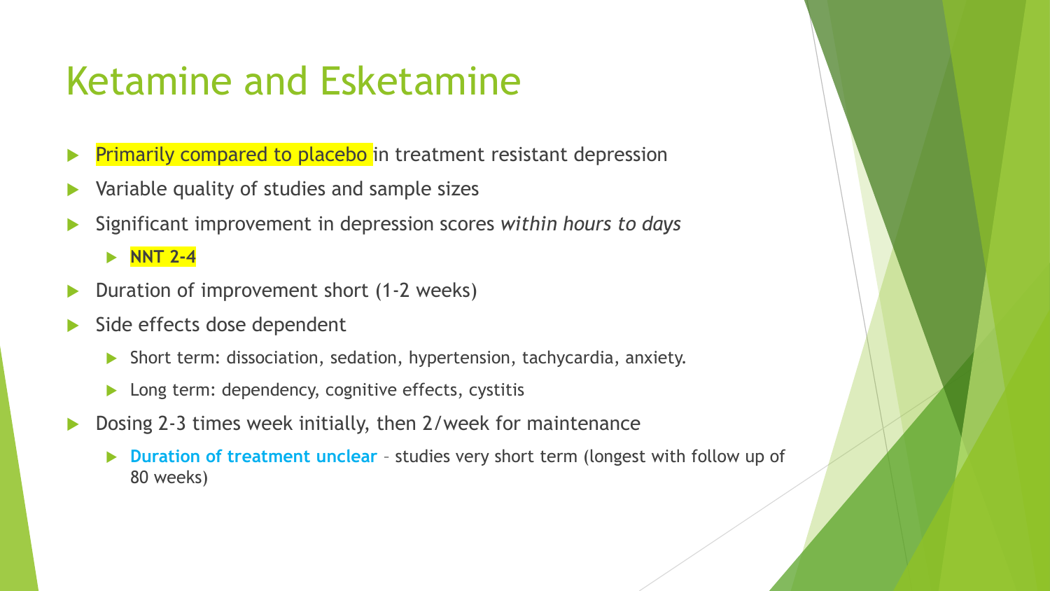# Ketamine and Esketamine

- Primarily compared to placebo in treatment resistant depression
- Variable quality of studies and sample sizes
- Significant improvement in depression scores *within hours to days*
  - **NNT 2-4**
- Duration of improvement short (1-2 weeks)
- Side effects dose dependent
  - Short term: dissociation, sedation, hypertension, tachycardia, anxiety.
  - Long term: dependency, cognitive effects, cystitis
- Dosing 2-3 times week initially, then 2/week for maintenance
  - **Duration of treatment unclear** – studies very short term (longest with follow up of 80 weeks)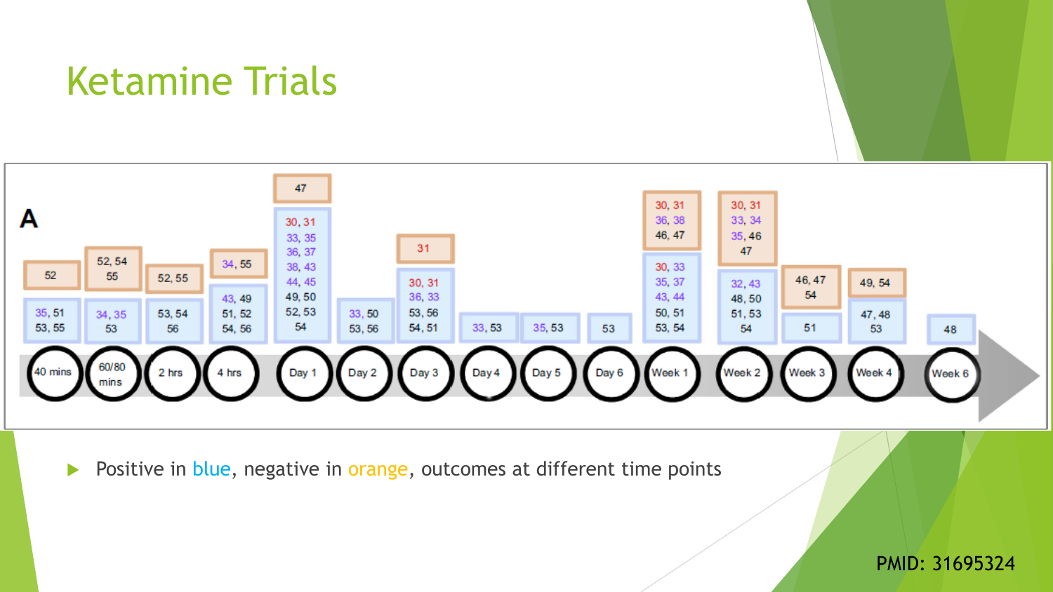# Ketamine Trials

A

| Time point | Positive (blue) | Negative (orange) |
| --- | --- | --- |
| 40 mins | 35, 51, 53, 55 | 52 |
| 60/80 mins | 34, 35, 53 | 52, 54, 55 |
| 2 hrs | 53, 54, 56 | 52, 55 |
| 4 hrs | 43, 49, 51, 52, 54, 56 | 34, 55 |
| Day 1 | 30, 31, 33, 35, 36, 37, 38, 43, 44, 45, 49, 50, 52, 53, 54 | 47 |
| Day 2 | 33, 50, 53, 56 | |
| Day 3 | 30, 31, 36, 33, 53, 56, 54, 51 | 31 |
| Day 4 | 33, 53 | |
| Day 5 | 35, 53 | |
| Day 6 | 53 | |
| Week 1 | 30, 33, 35, 37, 43, 44, 50, 51, 53, 54 | 30, 31, 36, 38, 46, 47 |
| Week 2 | 32, 43, 48, 50, 51, 53, 54 | 30, 31, 33, 34, 35, 46, 47 |
| Week 3 | 51 | 46, 47, 54 |
| Week 4 | 47, 48, 53 | 49, 54 |
| Week 6 | 48 | |

- Positive in blue, negative in orange, outcomes at different time points

PMID: 31695324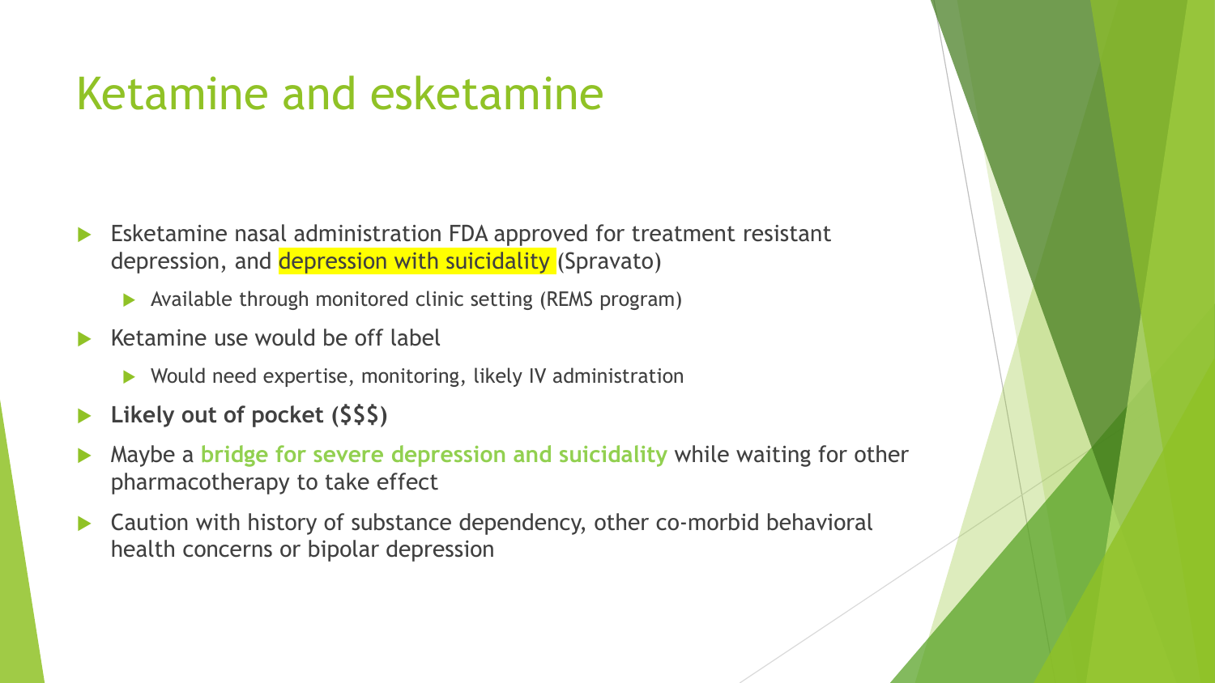# Ketamine and esketamine

- Esketamine nasal administration FDA approved for treatment resistant depression, and depression with suicidality (Spravato)
  - Available through monitored clinic setting (REMS program)
- Ketamine use would be off label
  - Would need expertise, monitoring, likely IV administration
- **Likely out of pocket ($$$)**
- Maybe a **bridge for severe depression and suicidality** while waiting for other pharmacotherapy to take effect
- Caution with history of substance dependency, other co-morbid behavioral health concerns or bipolar depression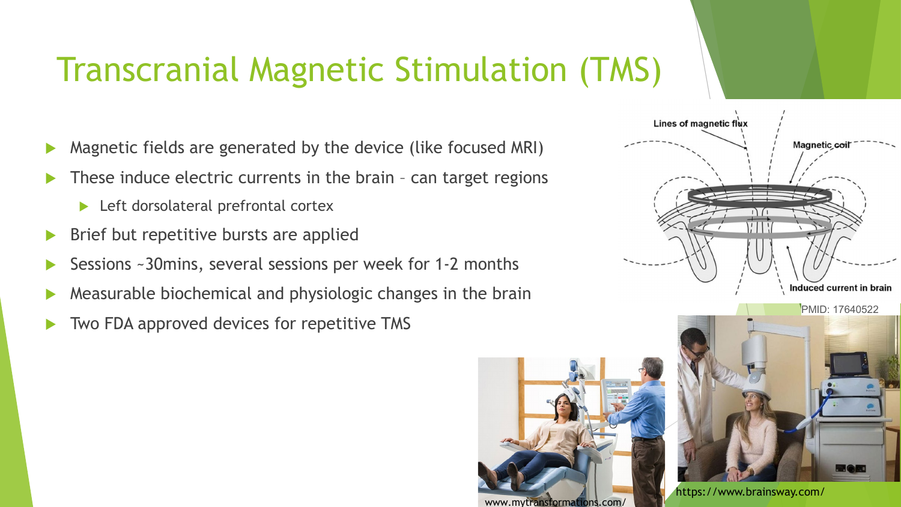# Transcranial Magnetic Stimulation (TMS)

- Magnetic fields are generated by the device (like focused MRI)
- These induce electric currents in the brain – can target regions
  - Left dorsolateral prefrontal cortex
- Brief but repetitive bursts are applied
- Sessions ~30mins, several sessions per week for 1-2 months
- Measurable biochemical and physiologic changes in the brain
- Two FDA approved devices for repetitive TMS

PMID: 17640522

www.mytransformations.com/

https://www.brainsway.com/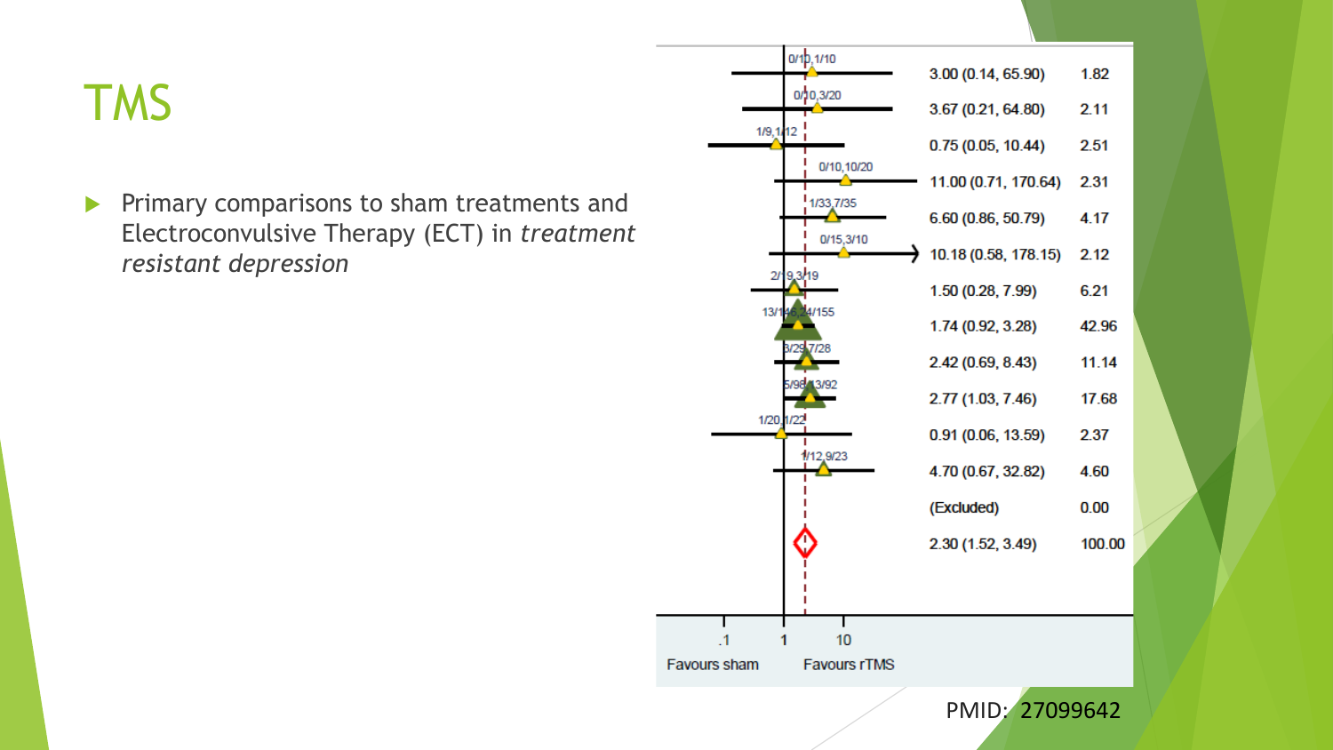# TMS

- Primary comparisons to sham treatments and Electroconvulsive Therapy (ECT) in *treatment resistant depression*

| Events | OR (95% CI) | Weight |
|---|---|---|
| 0/10,1/10 | 3.00 (0.14, 65.90) | 1.82 |
| 0/10,3/20 | 3.67 (0.21, 64.80) | 2.11 |
| 1/9,1/12 | 0.75 (0.05, 10.44) | 2.51 |
| 0/10,10/20 | 11.00 (0.71, 170.64) | 2.31 |
| 1/33,7/35 | 6.60 (0.86, 50.79) | 4.17 |
| 0/15,3/10 | 10.18 (0.58, 178.15) | 2.12 |
| 2/19,3/19 | 1.50 (0.28, 7.99) | 6.21 |
| 13/146,24/155 | 1.74 (0.92, 3.28) | 42.96 |
| 3/29,7/28 | 2.42 (0.69, 8.43) | 11.14 |
| 5/98,13/92 | 2.77 (1.03, 7.46) | 17.68 |
| 1/20,1/22 | 0.91 (0.06, 13.59) | 2.37 |
| 1/12,9/23 | 4.70 (0.67, 32.82) | 4.60 |
| | (Excluded) | 0.00 |
| | 2.30 (1.52, 3.49) | 100.00 |

.1 — 1 — 10

Favours sham — Favours rTMS

PMID: 27099642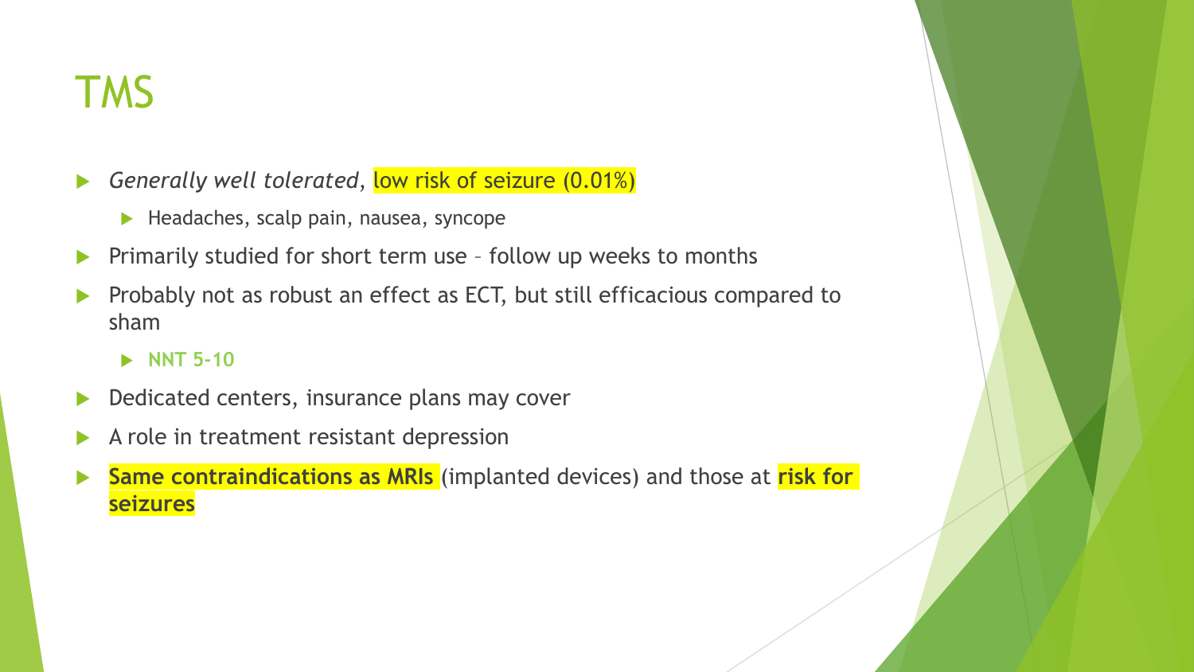# TMS

- *Generally well tolerated*, low risk of seizure (0.01%)
  - Headaches, scalp pain, nausea, syncope
- Primarily studied for short term use – follow up weeks to months
- Probably not as robust an effect as ECT, but still efficacious compared to sham
  - **NNT 5-10**
- Dedicated centers, insurance plans may cover
- A role in treatment resistant depression
- **Same contraindications as MRIs** (implanted devices) and those at **risk for seizures**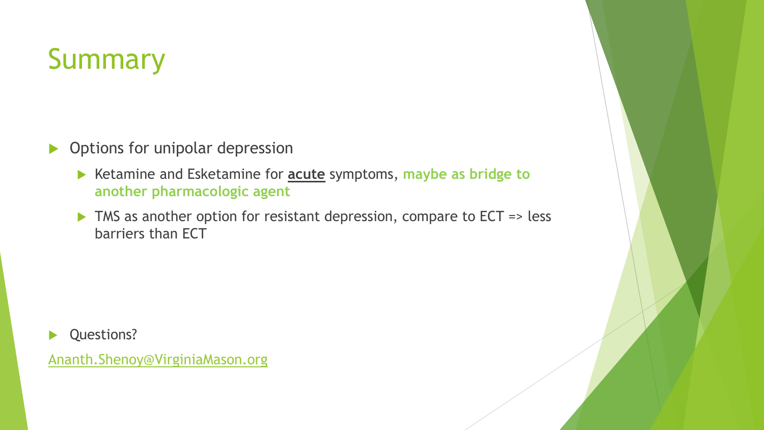# Summary

- Options for unipolar depression
  - Ketamine and Esketamine for **acute** symptoms, **maybe as bridge to another pharmacologic agent**
  - TMS as another option for resistant depression, compare to ECT => less barriers than ECT

- Questions?

Ananth.Shenoy@VirginiaMason.org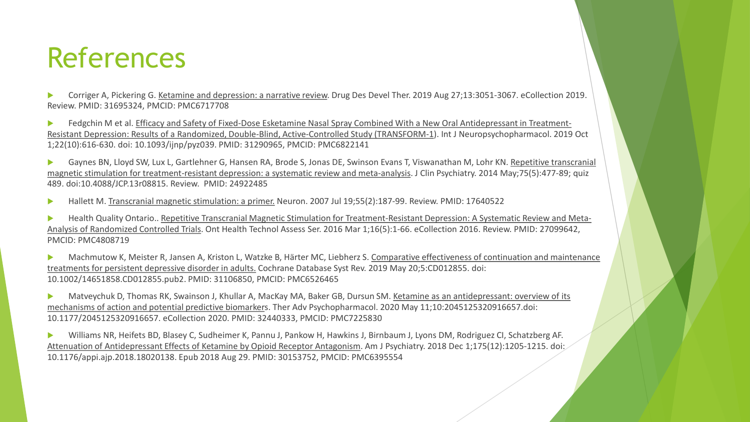# References

- Corriger A, Pickering G. Ketamine and depression: a narrative review. Drug Des Devel Ther. 2019 Aug 27;13:3051-3067. eCollection 2019. Review. PMID: 31695324, PMCID: PMC6717708
- Fedgchin M et al. Efficacy and Safety of Fixed-Dose Esketamine Nasal Spray Combined With a New Oral Antidepressant in Treatment-Resistant Depression: Results of a Randomized, Double-Blind, Active-Controlled Study (TRANSFORM-1). Int J Neuropsychopharmacol. 2019 Oct 1;22(10):616-630. doi: 10.1093/ijnp/pyz039. PMID: 31290965, PMCID: PMC6822141
- Gaynes BN, Lloyd SW, Lux L, Gartlehner G, Hansen RA, Brode S, Jonas DE, Swinson Evans T, Viswanathan M, Lohr KN. Repetitive transcranial magnetic stimulation for treatment-resistant depression: a systematic review and meta-analysis. J Clin Psychiatry. 2014 May;75(5):477-89; quiz 489. doi:10.4088/JCP.13r08815. Review. PMID: 24922485
- Hallett M. Transcranial magnetic stimulation: a primer. Neuron. 2007 Jul 19;55(2):187-99. Review. PMID: 17640522
- Health Quality Ontario.. Repetitive Transcranial Magnetic Stimulation for Treatment-Resistant Depression: A Systematic Review and Meta-Analysis of Randomized Controlled Trials. Ont Health Technol Assess Ser. 2016 Mar 1;16(5):1-66. eCollection 2016. Review. PMID: 27099642, PMCID: PMC4808719
- Machmutow K, Meister R, Jansen A, Kriston L, Watzke B, Härter MC, Liebherz S. Comparative effectiveness of continuation and maintenance treatments for persistent depressive disorder in adults. Cochrane Database Syst Rev. 2019 May 20;5:CD012855. doi: 10.1002/14651858.CD012855.pub2. PMID: 31106850, PMCID: PMC6526465
- Matveychuk D, Thomas RK, Swainson J, Khullar A, MacKay MA, Baker GB, Dursun SM. Ketamine as an antidepressant: overview of its mechanisms of action and potential predictive biomarkers. Ther Adv Psychopharmacol. 2020 May 11;10:2045125320916657.doi: 10.1177/2045125320916657. eCollection 2020. PMID: 32440333, PMCID: PMC7225830
- Williams NR, Heifets BD, Blasey C, Sudheimer K, Pannu J, Pankow H, Hawkins J, Birnbaum J, Lyons DM, Rodriguez CI, Schatzberg AF. Attenuation of Antidepressant Effects of Ketamine by Opioid Receptor Antagonism. Am J Psychiatry. 2018 Dec 1;175(12):1205-1215. doi: 10.1176/appi.ajp.2018.18020138. Epub 2018 Aug 29. PMID: 30153752, PMCID: PMC6395554